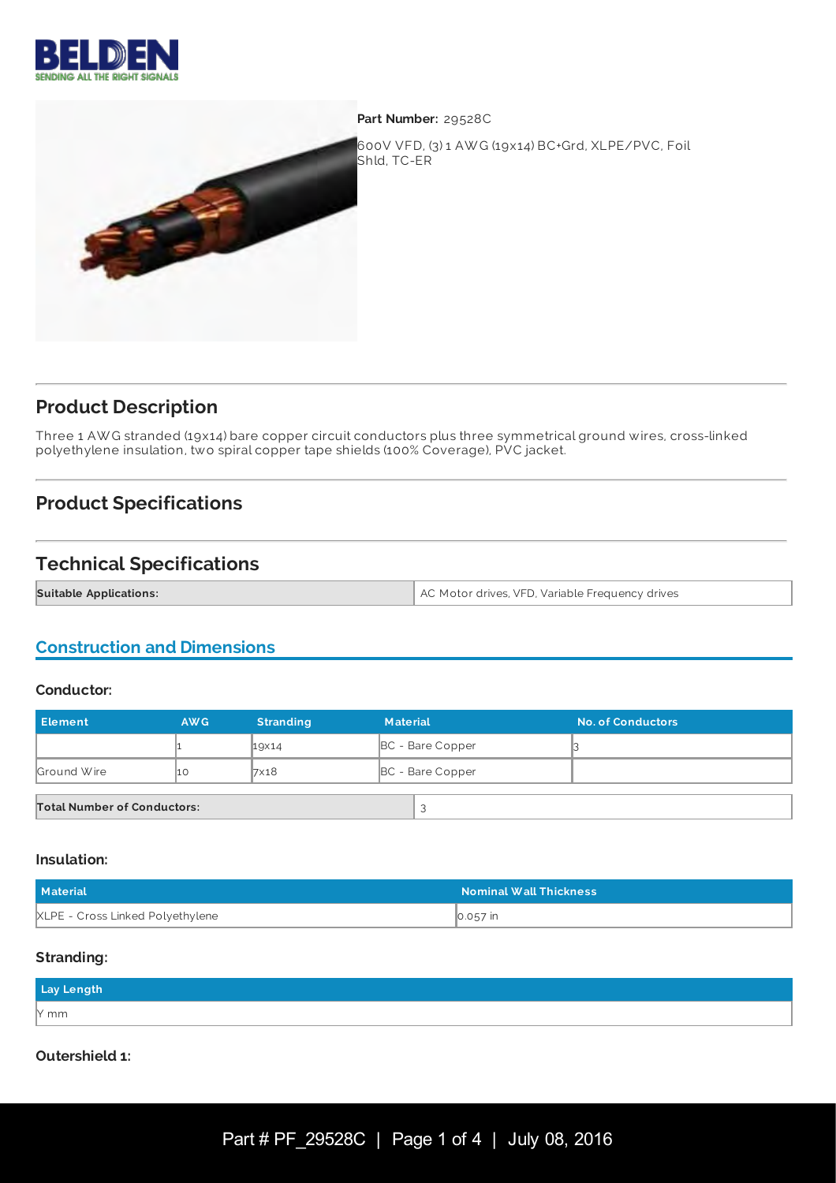**Part Number:** 29528C

600V VFD, (3) 1 AWG (19x14) BC+Grd, XLPE/PVC, Foil Shld, TC-ER

## Product Description

Three 1 AWG stranded (19x14) bare copper circuit conductors plus three symmetrical ground wires, cross-linked polyethylene insulation, two spiral copper tape shields (100% Coverage), PVC jacket.

## Product Specifications

## Technical Specifications

| Suitable Applications: | AC Motor drives, VFD, Variable Frequency drives |
|---|---|

### Construction and Dimensions

#### Conductor:

| Element | AWG | Stranding | Material | No. of Conductors |
|---|---|---|---|---|
| | 1 | 19x14 | BC - Bare Copper | 3 |
| Ground Wire | 10 | 7x18 | BC - Bare Copper | |

| Total Number of Conductors: | 3 |
|---|---|

#### Insulation:

| Material | Nominal Wall Thickness |
|---|---|
| XLPE - Cross Linked Polyethylene | 0.057 in |

#### Stranding:

| Lay Length |
|---|
| Y mm |

#### Outershield 1: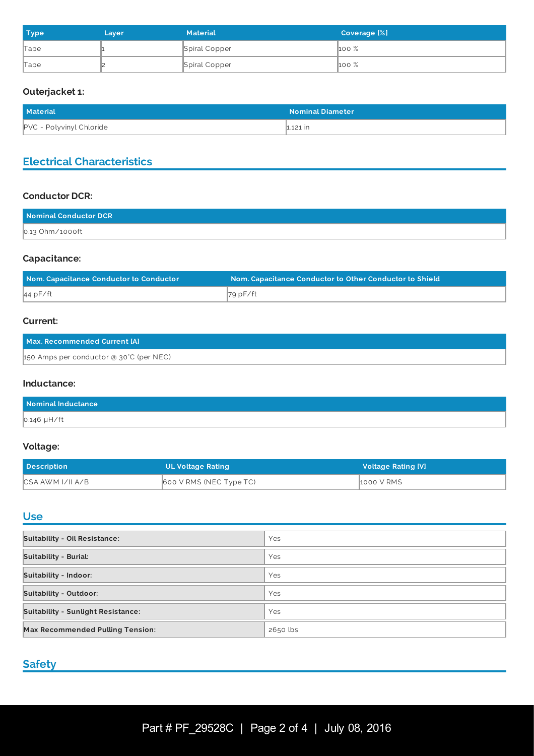| Type | Layer | Material | Coverage [%] |
| --- | --- | --- | --- |
| Tape | 1 | Spiral Copper | 100 % |
| Tape | 2 | Spiral Copper | 100 % |

### Outerjacket 1:

| Material | Nominal Diameter |
| --- | --- |
| PVC - Polyvinyl Chloride | 1.121 in |

## Electrical Characteristics

### Conductor DCR:

| Nominal Conductor DCR |
| --- |
| 0.13 Ohm/1000ft |

### Capacitance:

| Nom. Capacitance Conductor to Conductor | Nom. Capacitance Conductor to Other Conductor to Shield |
| --- | --- |
| 44 pF/ft | 79 pF/ft |

### Current:

| Max. Recommended Current [A] |
| --- |
| 150 Amps per conductor @ 30°C (per NEC) |

### Inductance:

| Nominal Inductance |
| --- |
| 0.146 µH/ft |

### Voltage:

| Description | UL Voltage Rating | Voltage Rating [V] |
| --- | --- | --- |
| CSA AWM I/II A/B | 600 V RMS (NEC Type TC) | 1000 V RMS |

## Use

| | |
| --- | --- |
| **Suitability - Oil Resistance:** | Yes |
| **Suitability - Burial:** | Yes |
| **Suitability - Indoor:** | Yes |
| **Suitability - Outdoor:** | Yes |
| **Suitability - Sunlight Resistance:** | Yes |
| **Max Recommended Pulling Tension:** | 2650 lbs |

## Safety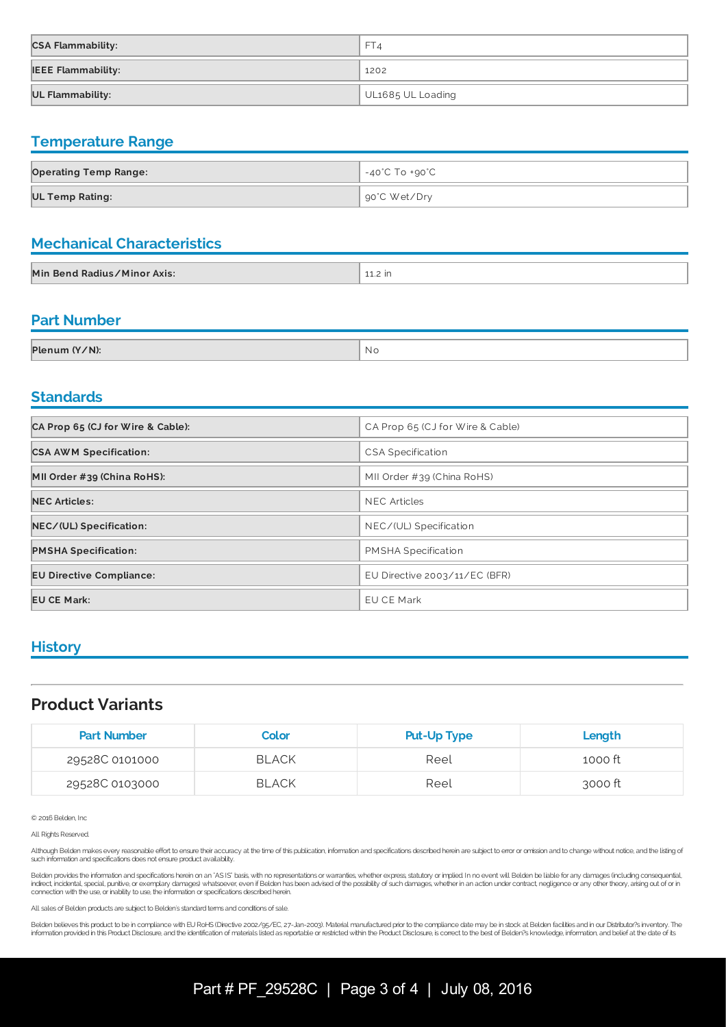| | |
|---|---|
| **CSA Flammability:** | FT4 |
| **IEEE Flammability:** | 1202 |
| **UL Flammability:** | UL1685 UL Loading |

## Temperature Range

| | |
|---|---|
| **Operating Temp Range:** | -40°C To +90°C |
| **UL Temp Rating:** | 90°C Wet/Dry |

## Mechanical Characteristics

| | |
|---|---|
| **Min Bend Radius/Minor Axis:** | 11.2 in |

## Part Number

| | |
|---|---|
| **Plenum (Y/N):** | No |

## Standards

| | |
|---|---|
| **CA Prop 65 (CJ for Wire & Cable):** | CA Prop 65 (CJ for Wire & Cable) |
| **CSA AWM Specification:** | CSA Specification |
| **MII Order #39 (China RoHS):** | MII Order #39 (China RoHS) |
| **NEC Articles:** | NEC Articles |
| **NEC/(UL) Specification:** | NEC/(UL) Specification |
| **PMSHA Specification:** | PMSHA Specification |
| **EU Directive Compliance:** | EU Directive 2003/11/EC (BFR) |
| **EU CE Mark:** | EU CE Mark |

## History

## Product Variants

| Part Number | Color | Put-Up Type | Length |
|---|---|---|---|
| 29528C 0101000 | BLACK | Reel | 1000 ft |
| 29528C 0103000 | BLACK | Reel | 3000 ft |

© 2016 Belden, Inc

All Rights Reserved.

Although Belden makes every reasonable effort to ensure their accuracy at the time of this publication, information and specifications described herein are subject to error or omission and to change without notice, and the listing of such information and specifications does not ensure product availability.

Belden provides the information and specifications herein on an "AS IS" basis, with no representations or warranties, whether express, statutory or implied. In no event will Belden be liable for any damages (including consequential, indirect, incidental, special, punitive, or exemplary damages) whatsoever, even if Belden has been advised of the possibility of such damages, whether in an action under contract, negligence or any other theory, arising out of or in connection with the use, or inability to use, the information or specifications described herein.

All sales of Belden products are subject to Belden's standard terms and conditions of sale.

Belden believes this product to be in compliance with EU RoHS (Directive 2002/95/EC, 27-Jan-2003). Material manufactured prior to the compliance date may be in stock at Belden facilities and in our Distributor?s inventory. The information provided in this Product Disclosure, and the identification of materials listed as reportable or restricted within the Product Disclosure, is correct to the best of Belden?s knowledge, information, and belief at the date of its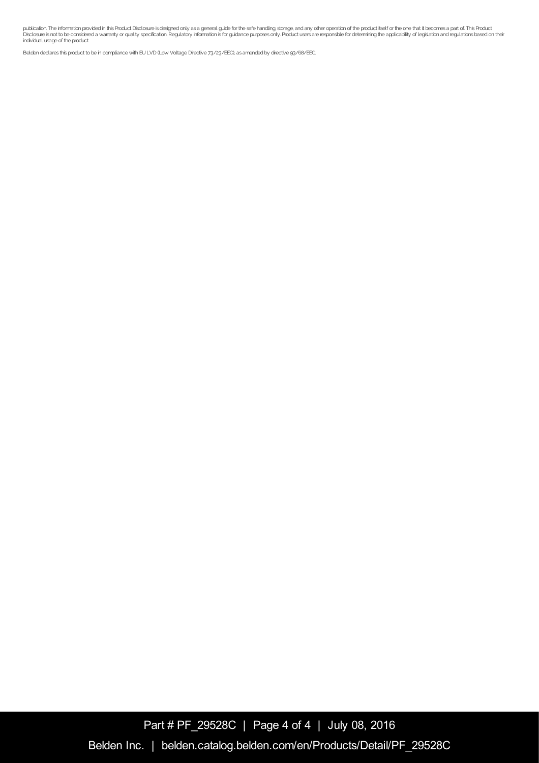publication. The information provided in this Product Disclosure is designed only as a general guide for the safe handling, storage, and any other operation of the product itself or the one that it becomes a part of. This Product Disclosure is not to be considered a warranty or quality specification. Regulatory information is for guidance purposes only. Product users are responsible for determining the applicability of legislation and regulations based on their individual usage of the product.

Belden declares this product to be in compliance with EU LVD (Low Voltage Directive 73/23/EEC), as amended by directive 93/68/EEC.